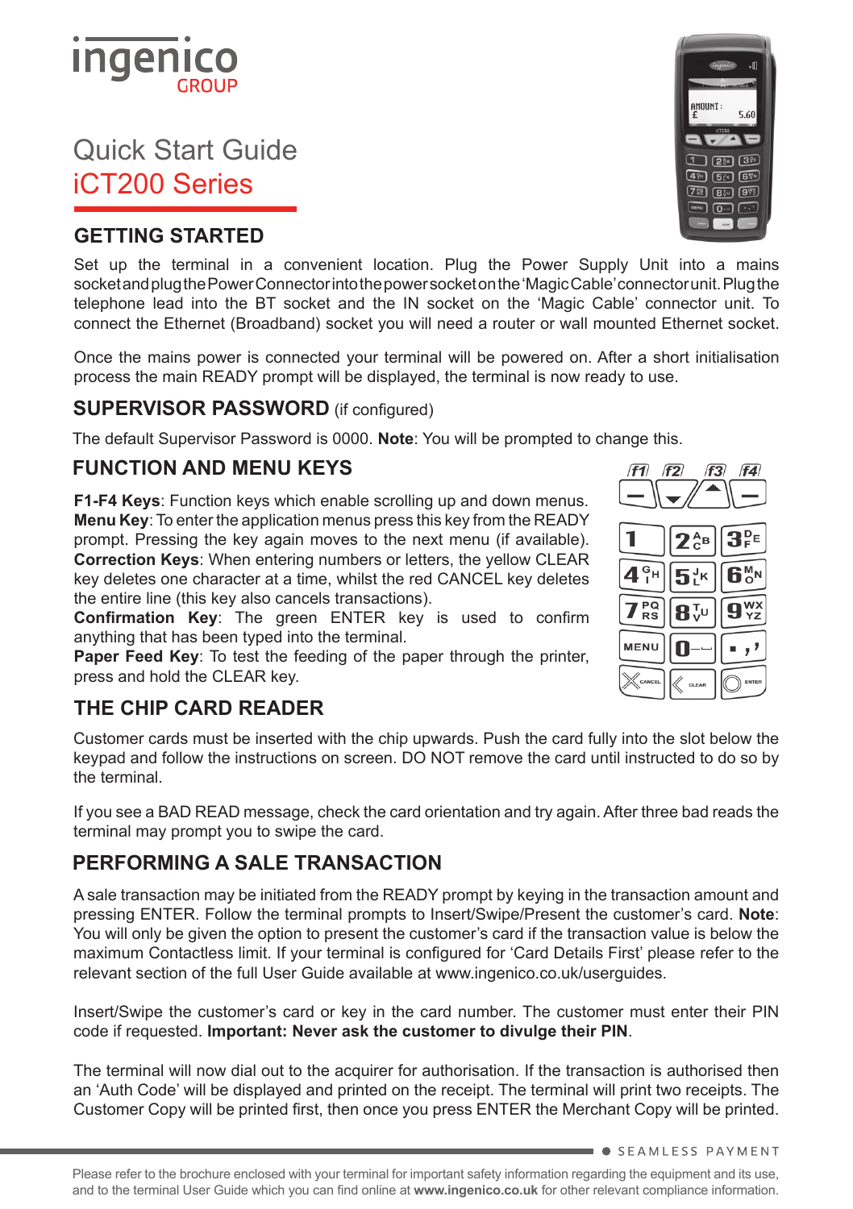ingenico GROUP

# Quick Start Guide
# iCT200 Series

## GETTING STARTED

Set up the terminal in a convenient location. Plug the Power Supply Unit into a mains socket and plug the Power Connector into the power socket on the 'Magic Cable' connector unit. Plug the telephone lead into the BT socket and the IN socket on the 'Magic Cable' connector unit. To connect the Ethernet (Broadband) socket you will need a router or wall mounted Ethernet socket.

Once the mains power is connected your terminal will be powered on. After a short initialisation process the main READY prompt will be displayed, the terminal is now ready to use.

## SUPERVISOR PASSWORD (if configured)

The default Supervisor Password is 0000. **Note**: You will be prompted to change this.

## FUNCTION AND MENU KEYS

**F1-F4 Keys**: Function keys which enable scrolling up and down menus.
**Menu Key**: To enter the application menus press this key from the READY prompt. Pressing the key again moves to the next menu (if available).
**Correction Keys**: When entering numbers or letters, the yellow CLEAR key deletes one character at a time, whilst the red CANCEL key deletes the entire line (this key also cancels transactions).
**Confirmation Key**: The green ENTER key is used to confirm anything that has been typed into the terminal.
**Paper Feed Key**: To test the feeding of the paper through the printer, press and hold the CLEAR key.

## THE CHIP CARD READER

Customer cards must be inserted with the chip upwards. Push the card fully into the slot below the keypad and follow the instructions on screen. DO NOT remove the card until instructed to do so by the terminal.

If you see a BAD READ message, check the card orientation and try again. After three bad reads the terminal may prompt you to swipe the card.

## PERFORMING A SALE TRANSACTION

A sale transaction may be initiated from the READY prompt by keying in the transaction amount and pressing ENTER. Follow the terminal prompts to Insert/Swipe/Present the customer's card. **Note**: You will only be given the option to present the customer's card if the transaction value is below the maximum Contactless limit. If your terminal is configured for 'Card Details First' please refer to the relevant section of the full User Guide available at www.ingenico.co.uk/userguides.

Insert/Swipe the customer's card or key in the card number. The customer must enter their PIN code if requested. **Important: Never ask the customer to divulge their PIN**.

The terminal will now dial out to the acquirer for authorisation. If the transaction is authorised then an 'Auth Code' will be displayed and printed on the receipt. The terminal will print two receipts. The Customer Copy will be printed first, then once you press ENTER the Merchant Copy will be printed.

SEAMLESS PAYMENT

Please refer to the brochure enclosed with your terminal for important safety information regarding the equipment and its use, and to the terminal User Guide which you can find online at **www.ingenico.co.uk** for other relevant compliance information.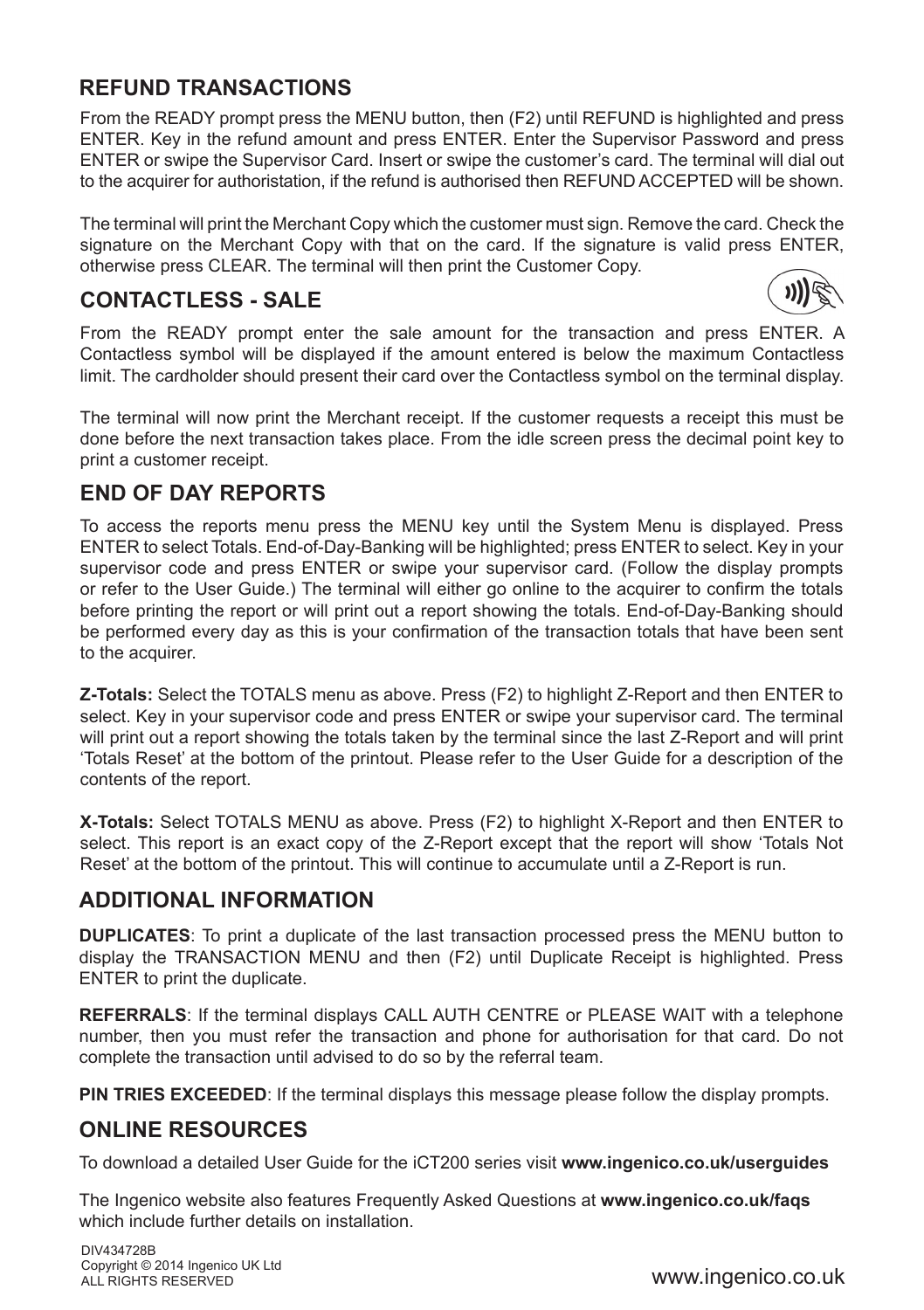## REFUND TRANSACTIONS

From the READY prompt press the MENU button, then (F2) until REFUND is highlighted and press ENTER. Key in the refund amount and press ENTER. Enter the Supervisor Password and press ENTER or swipe the Supervisor Card. Insert or swipe the customer's card. The terminal will dial out to the acquirer for authoristation, if the refund is authorised then REFUND ACCEPTED will be shown.

The terminal will print the Merchant Copy which the customer must sign. Remove the card. Check the signature on the Merchant Copy with that on the card. If the signature is valid press ENTER, otherwise press CLEAR. The terminal will then print the Customer Copy.

## CONTACTLESS - SALE

From the READY prompt enter the sale amount for the transaction and press ENTER. A Contactless symbol will be displayed if the amount entered is below the maximum Contactless limit. The cardholder should present their card over the Contactless symbol on the terminal display.

The terminal will now print the Merchant receipt. If the customer requests a receipt this must be done before the next transaction takes place. From the idle screen press the decimal point key to print a customer receipt.

## END OF DAY REPORTS

To access the reports menu press the MENU key until the System Menu is displayed. Press ENTER to select Totals. End-of-Day-Banking will be highlighted; press ENTER to select. Key in your supervisor code and press ENTER or swipe your supervisor card. (Follow the display prompts or refer to the User Guide.) The terminal will either go online to the acquirer to confirm the totals before printing the report or will print out a report showing the totals. End-of-Day-Banking should be performed every day as this is your confirmation of the transaction totals that have been sent to the acquirer.

**Z-Totals:** Select the TOTALS menu as above. Press (F2) to highlight Z-Report and then ENTER to select. Key in your supervisor code and press ENTER or swipe your supervisor card. The terminal will print out a report showing the totals taken by the terminal since the last Z-Report and will print 'Totals Reset' at the bottom of the printout. Please refer to the User Guide for a description of the contents of the report.

**X-Totals:** Select TOTALS MENU as above. Press (F2) to highlight X-Report and then ENTER to select. This report is an exact copy of the Z-Report except that the report will show 'Totals Not Reset' at the bottom of the printout. This will continue to accumulate until a Z-Report is run.

## ADDITIONAL INFORMATION

**DUPLICATES**: To print a duplicate of the last transaction processed press the MENU button to display the TRANSACTION MENU and then (F2) until Duplicate Receipt is highlighted. Press ENTER to print the duplicate.

**REFERRALS**: If the terminal displays CALL AUTH CENTRE or PLEASE WAIT with a telephone number, then you must refer the transaction and phone for authorisation for that card. Do not complete the transaction until advised to do so by the referral team.

**PIN TRIES EXCEEDED**: If the terminal displays this message please follow the display prompts.

## ONLINE RESOURCES

To download a detailed User Guide for the iCT200 series visit **www.ingenico.co.uk/userguides**

The Ingenico website also features Frequently Asked Questions at **www.ingenico.co.uk/faqs** which include further details on installation.

DIV434728B
Copyright © 2014 Ingenico UK Ltd
ALL RIGHTS RESERVED

www.ingenico.co.uk